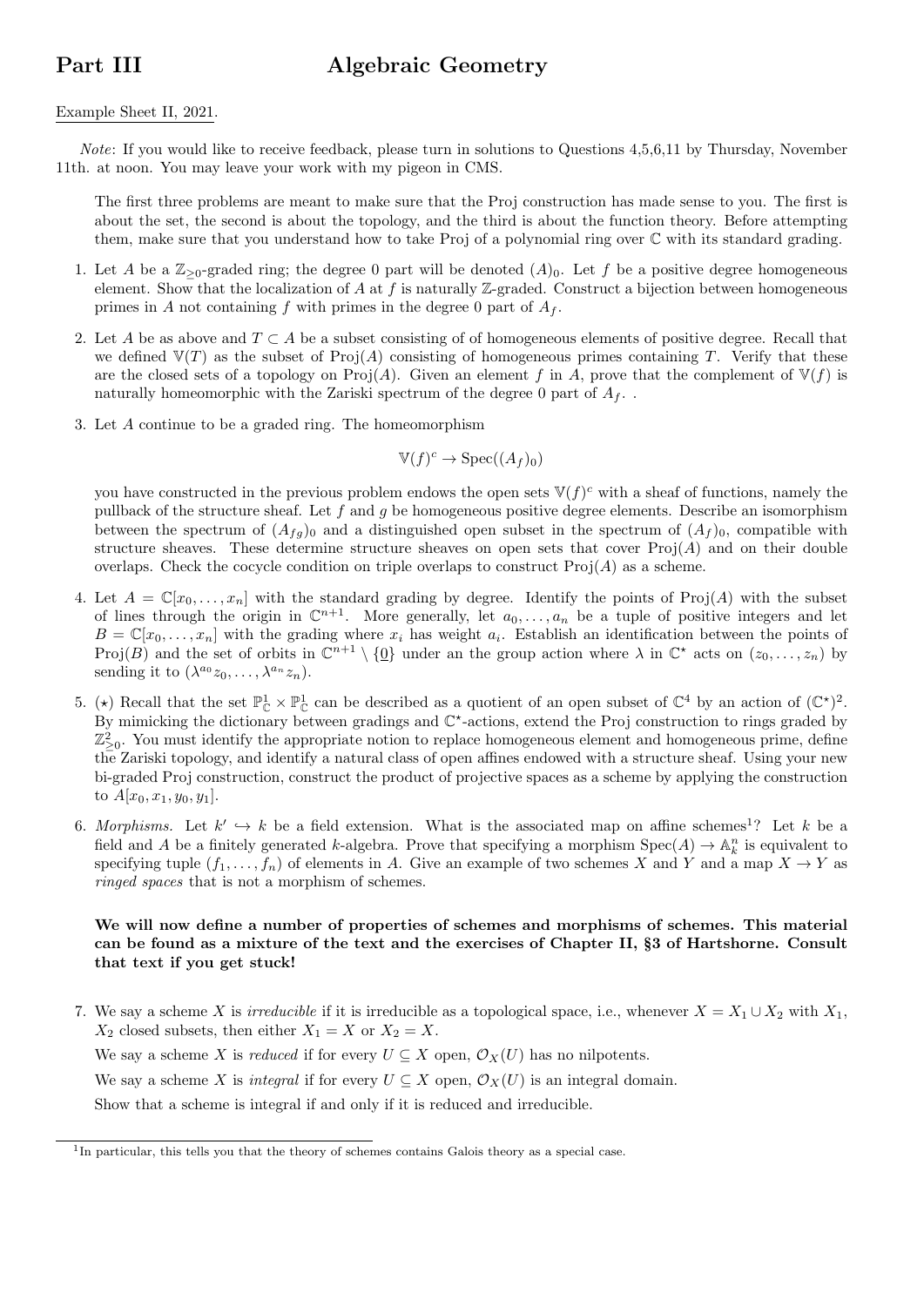# Part III Algebraic Geometry

Example Sheet II, 2021.

*Note*: If you would like to receive feedback, please turn in solutions to Questions 4,5,6,11 by Thursday, November 11th. at noon. You may leave your work with my pigeon in CMS.

The first three problems are meant to make sure that the Proj construction has made sense to you. The first is about the set, the second is about the topology, and the third is about the function theory. Before attempting them, make sure that you understand how to take Proj of a polynomial ring over $\mathbb{C}$ with its standard grading.

1. Let $A$ be a $\mathbb{Z}_{\geq 0}$-graded ring; the degree 0 part will be denoted $(A)_0$. Let $f$ be a positive degree homogeneous element. Show that the localization of $A$ at $f$ is naturally $\mathbb{Z}$-graded. Construct a bijection between homogeneous primes in $A$ not containing $f$ with primes in the degree 0 part of $A_f$.

2. Let $A$ be as above and $T \subset A$ be a subset consisting of of homogeneous elements of positive degree. Recall that we defined $\mathbb{V}(T)$ as the subset of $\text{Proj}(A)$ consisting of homogeneous primes containing $T$. Verify that these are the closed sets of a topology on $\text{Proj}(A)$. Given an element $f$ in $A$, prove that the complement of $\mathbb{V}(f)$ is naturally homeomorphic with the Zariski spectrum of the degree 0 part of $A_f$. .

3. Let $A$ continue to be a graded ring. The homeomorphism
$$\mathbb{V}(f)^c \to \text{Spec}((A_f)_0)$$
you have constructed in the previous problem endows the open sets $\mathbb{V}(f)^c$ with a sheaf of functions, namely the pullback of the structure sheaf. Let $f$ and $g$ be homogeneous positive degree elements. Describe an isomorphism between the spectrum of $(A_{fg})_0$ and a distinguished open subset in the spectrum of $(A_f)_0$, compatible with structure sheaves. These determine structure sheaves on open sets that cover $\text{Proj}(A)$ and on their double overlaps. Check the cocycle condition on triple overlaps to construct $\text{Proj}(A)$ as a scheme.

4. Let $A = \mathbb{C}[x_0, \ldots, x_n]$ with the standard grading by degree. Identify the points of $\text{Proj}(A)$ with the subset of lines through the origin in $\mathbb{C}^{n+1}$. More generally, let $a_0, \ldots, a_n$ be a tuple of positive integers and let $B = \mathbb{C}[x_0, \ldots, x_n]$ with the grading where $x_i$ has weight $a_i$. Establish an identification between the points of $\text{Proj}(B)$ and the set of orbits in $\mathbb{C}^{n+1} \setminus \{\underline{0}\}$ under an the group action where $\lambda$ in $\mathbb{C}^\star$ acts on $(z_0, \ldots, z_n)$ by sending it to $(\lambda^{a_0} z_0, \ldots, \lambda^{a_n} z_n)$.

5. ($\star$) Recall that the set $\mathbb{P}^1_{\mathbb{C}} \times \mathbb{P}^1_{\mathbb{C}}$ can be described as a quotient of an open subset of $\mathbb{C}^4$ by an action of $(\mathbb{C}^\star)^2$. By mimicking the dictionary between gradings and $\mathbb{C}^\star$-actions, extend the Proj construction to rings graded by $\mathbb{Z}^2_{\geq 0}$. You must identify the appropriate notion to replace homogeneous element and homogeneous prime, define the Zariski topology, and identify a natural class of open affines endowed with a structure sheaf. Using your new bi-graded Proj construction, construct the product of projective spaces as a scheme by applying the construction to $A[x_0, x_1, y_0, y_1]$.

6. *Morphisms.* Let $k' \hookrightarrow k$ be a field extension. What is the associated map on affine schemes[1]? Let $k$ be a field and $A$ be a finitely generated $k$-algebra. Prove that specifying a morphism $\text{Spec}(A) \to \mathbb{A}^n_k$ is equivalent to specifying tuple $(f_1, \ldots, f_n)$ of elements in $A$. Give an example of two schemes $X$ and $Y$ and a map $X \to Y$ as *ringed spaces* that is not a morphism of schemes.

**We will now define a number of properties of schemes and morphisms of schemes. This material can be found as a mixture of the text and the exercises of Chapter II, §3 of Hartshorne. Consult that text if you get stuck!**

7. We say a scheme $X$ is *irreducible* if it is irreducible as a topological space, i.e., whenever $X = X_1 \cup X_2$ with $X_1$, $X_2$ closed subsets, then either $X_1 = X$ or $X_2 = X$.

   We say a scheme $X$ is *reduced* if for every $U \subseteq X$ open, $\mathcal{O}_X(U)$ has no nilpotents.

   We say a scheme $X$ is *integral* if for every $U \subseteq X$ open, $\mathcal{O}_X(U)$ is an integral domain.

   Show that a scheme is integral if and only if it is reduced and irreducible.

[1] In particular, this tells you that the theory of schemes contains Galois theory as a special case.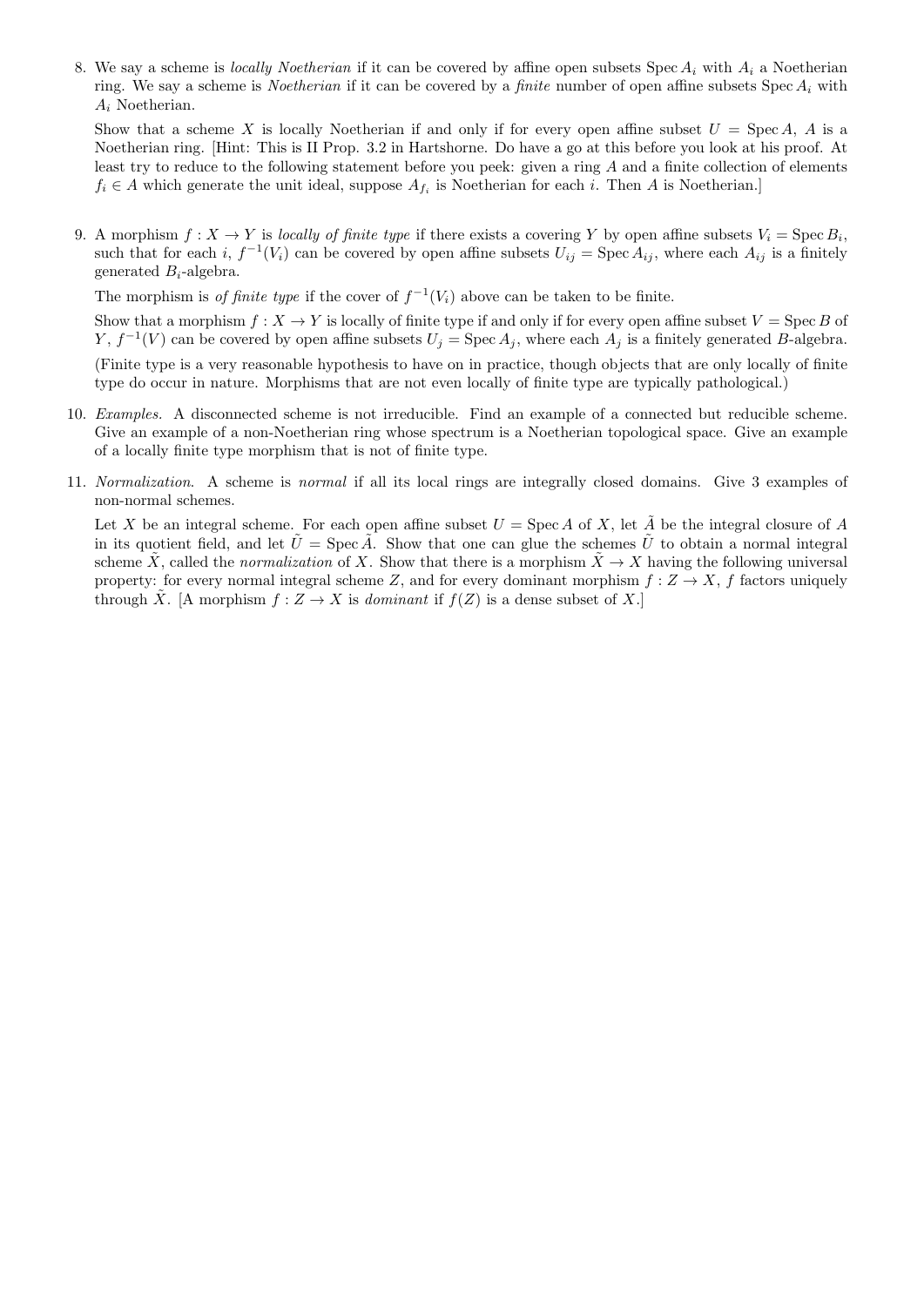8. We say a scheme is *locally Noetherian* if it can be covered by affine open subsets $\operatorname{Spec} A_i$ with $A_i$ a Noetherian ring. We say a scheme is *Noetherian* if it can be covered by a *finite* number of open affine subsets $\operatorname{Spec} A_i$ with $A_i$ Noetherian.

   Show that a scheme $X$ is locally Noetherian if and only if for every open affine subset $U = \operatorname{Spec} A$, $A$ is a Noetherian ring. [Hint: This is II Prop. 3.2 in Hartshorne. Do have a go at this before you look at his proof. At least try to reduce to the following statement before you peek: given a ring $A$ and a finite collection of elements $f_i \in A$ which generate the unit ideal, suppose $A_{f_i}$ is Noetherian for each $i$. Then $A$ is Noetherian.]

9. A morphism $f : X \to Y$ is *locally of finite type* if there exists a covering $Y$ by open affine subsets $V_i = \operatorname{Spec} B_i$, such that for each $i$, $f^{-1}(V_i)$ can be covered by open affine subsets $U_{ij} = \operatorname{Spec} A_{ij}$, where each $A_{ij}$ is a finitely generated $B_i$-algebra.

   The morphism is *of finite type* if the cover of $f^{-1}(V_i)$ above can be taken to be finite.

   Show that a morphism $f : X \to Y$ is locally of finite type if and only if for every open affine subset $V = \operatorname{Spec} B$ of $Y$, $f^{-1}(V)$ can be covered by open affine subsets $U_j = \operatorname{Spec} A_j$, where each $A_j$ is a finitely generated $B$-algebra.

   (Finite type is a very reasonable hypothesis to have on in practice, though objects that are only locally of finite type do occur in nature. Morphisms that are not even locally of finite type are typically pathological.)

10. *Examples.* A disconnected scheme is not irreducible. Find an example of a connected but reducible scheme. Give an example of a non-Noetherian ring whose spectrum is a Noetherian topological space. Give an example of a locally finite type morphism that is not of finite type.

11. *Normalization.* A scheme is *normal* if all its local rings are integrally closed domains. Give 3 examples of non-normal schemes.

    Let $X$ be an integral scheme. For each open affine subset $U = \operatorname{Spec} A$ of $X$, let $\tilde{A}$ be the integral closure of $A$ in its quotient field, and let $\tilde{U} = \operatorname{Spec} \tilde{A}$. Show that one can glue the schemes $\tilde{U}$ to obtain a normal integral scheme $\tilde{X}$, called the *normalization* of $X$. Show that there is a morphism $\tilde{X} \to X$ having the following universal property: for every normal integral scheme $Z$, and for every dominant morphism $f : Z \to X$, $f$ factors uniquely through $\tilde{X}$. [A morphism $f : Z \to X$ is *dominant* if $f(Z)$ is a dense subset of $X$.]